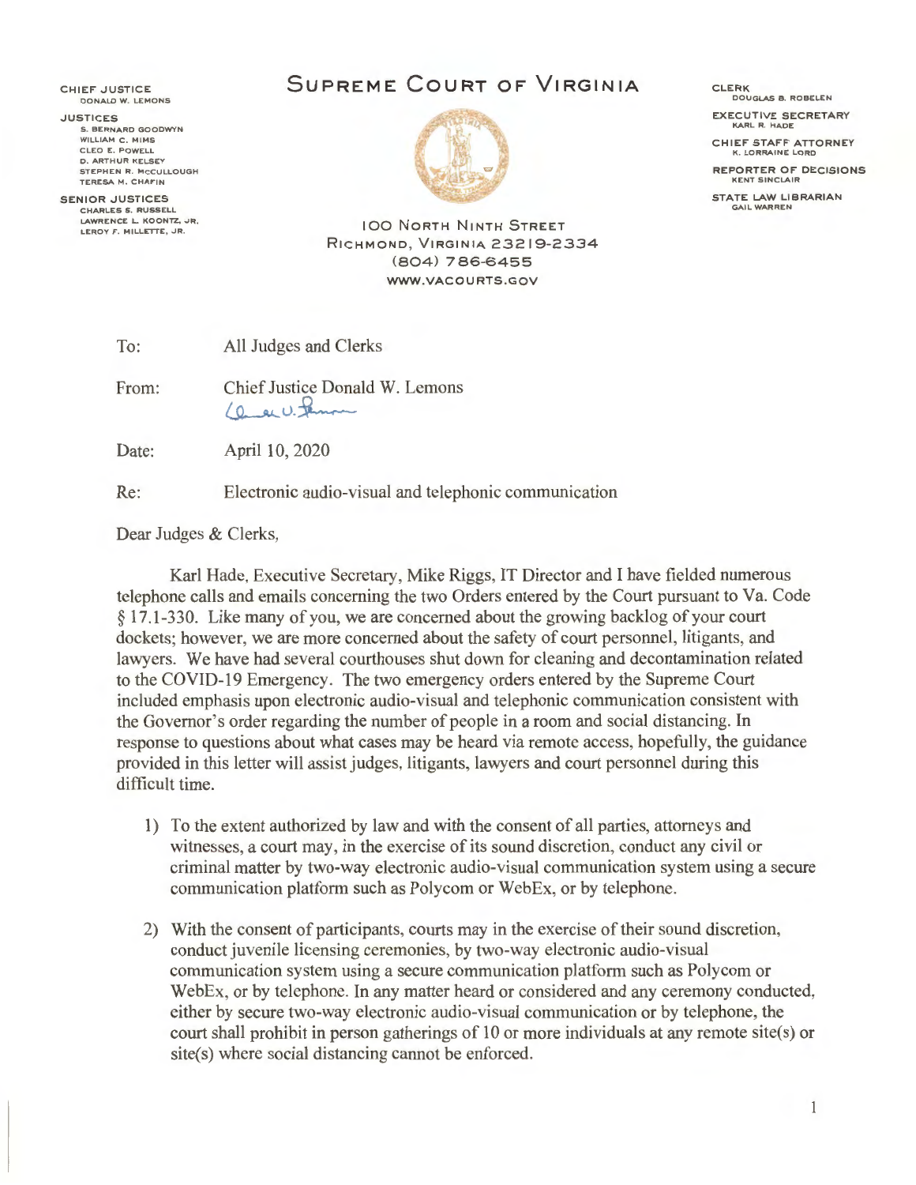CHIEF JUSTICE
DONALD W. LEMONS

JUSTICES
S. BERNARD GOODWYN
WILLIAM C. MIMS
CLEO E. POWELL
D. ARTHUR KELSEY
STEPHEN R. MCCULLOUGH
TERESA M. CHAFIN

SENIOR JUSTICES
CHARLES S. RUSSELL
LAWRENCE L. KOONTZ, JR.
LEROY F. MILLETTE, JR.

# SUPREME COURT OF VIRGINIA

100 NORTH NINTH STREET
RICHMOND, VIRGINIA 23219-2334
(804) 786-6455
WWW.VACOURTS.GOV

CLERK
DOUGLAS B. ROBELEN

EXECUTIVE SECRETARY
KARL R. HADE

CHIEF STAFF ATTORNEY
K. LORRAINE LORD

REPORTER OF DECISIONS
KENT SINCLAIR

STATE LAW LIBRARIAN
GAIL WARREN

To: All Judges and Clerks

From: Chief Justice Donald W. Lemons

Date: April 10, 2020

Re: Electronic audio-visual and telephonic communication

Dear Judges & Clerks,

Karl Hade, Executive Secretary, Mike Riggs, IT Director and I have fielded numerous telephone calls and emails concerning the two Orders entered by the Court pursuant to Va. Code § 17.1-330. Like many of you, we are concerned about the growing backlog of your court dockets; however, we are more concerned about the safety of court personnel, litigants, and lawyers. We have had several courthouses shut down for cleaning and decontamination related to the COVID-19 Emergency. The two emergency orders entered by the Supreme Court included emphasis upon electronic audio-visual and telephonic communication consistent with the Governor's order regarding the number of people in a room and social distancing. In response to questions about what cases may be heard via remote access, hopefully, the guidance provided in this letter will assist judges, litigants, lawyers and court personnel during this difficult time.

1) To the extent authorized by law and with the consent of all parties, attorneys and witnesses, a court may, in the exercise of its sound discretion, conduct any civil or criminal matter by two-way electronic audio-visual communication system using a secure communication platform such as Polycom or WebEx, or by telephone.

2) With the consent of participants, courts may in the exercise of their sound discretion, conduct juvenile licensing ceremonies, by two-way electronic audio-visual communication system using a secure communication platform such as Polycom or WebEx, or by telephone. In any matter heard or considered and any ceremony conducted, either by secure two-way electronic audio-visual communication or by telephone, the court shall prohibit in person gatherings of 10 or more individuals at any remote site(s) or site(s) where social distancing cannot be enforced.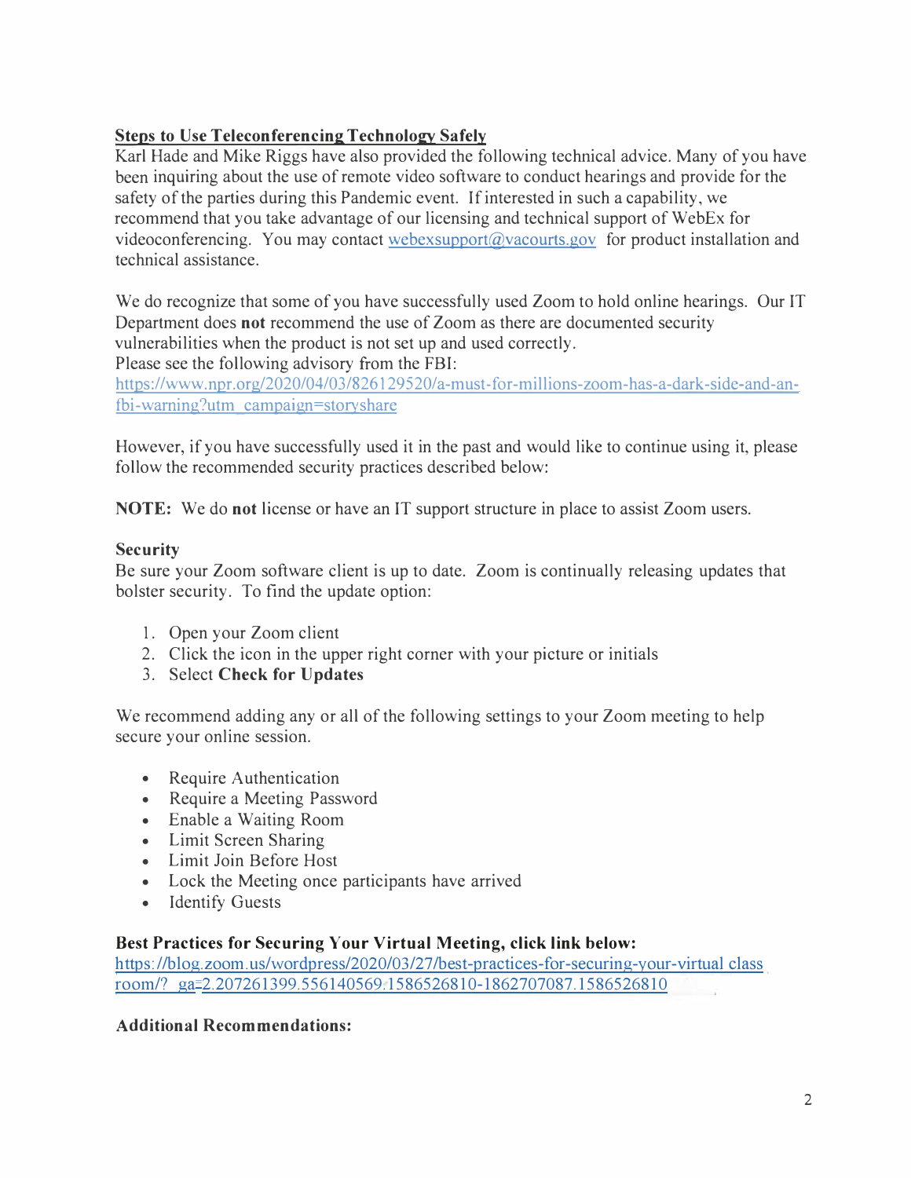**<u>Steps to Use Teleconferencing Technology Safely</u>**

Karl Hade and Mike Riggs have also provided the following technical advice. Many of you have been inquiring about the use of remote video software to conduct hearings and provide for the safety of the parties during this Pandemic event. If interested in such a capability, we recommend that you take advantage of our licensing and technical support of WebEx for videoconferencing. You may contact webexsupport@vacourts.gov for product installation and technical assistance.

We do recognize that some of you have successfully used Zoom to hold online hearings. Our IT Department does **not** recommend the use of Zoom as there are documented security vulnerabilities when the product is not set up and used correctly.
Please see the following advisory from the FBI:
https://www.npr.org/2020/04/03/826129520/a-must-for-millions-zoom-has-a-dark-side-and-an-fbi-warning?utm_campaign=storyshare

However, if you have successfully used it in the past and would like to continue using it, please follow the recommended security practices described below:

**NOTE:** We do **not** license or have an IT support structure in place to assist Zoom users.

**Security**

Be sure your Zoom software client is up to date. Zoom is continually releasing updates that bolster security. To find the update option:

1. Open your Zoom client
2. Click the icon in the upper right corner with your picture or initials
3. Select **Check for Updates**

We recommend adding any or all of the following settings to your Zoom meeting to help secure your online session.

- Require Authentication
- Require a Meeting Password
- Enable a Waiting Room
- Limit Screen Sharing
- Limit Join Before Host
- Lock the Meeting once participants have arrived
- Identify Guests

**Best Practices for Securing Your Virtual Meeting, click link below:**

https://blog.zoom.us/wordpress/2020/03/27/best-practices-for-securing-your-virtual classroom/?_ga=2.207261399.556140569.1586526810-1862707087.1586526810

**Additional Recommendations:**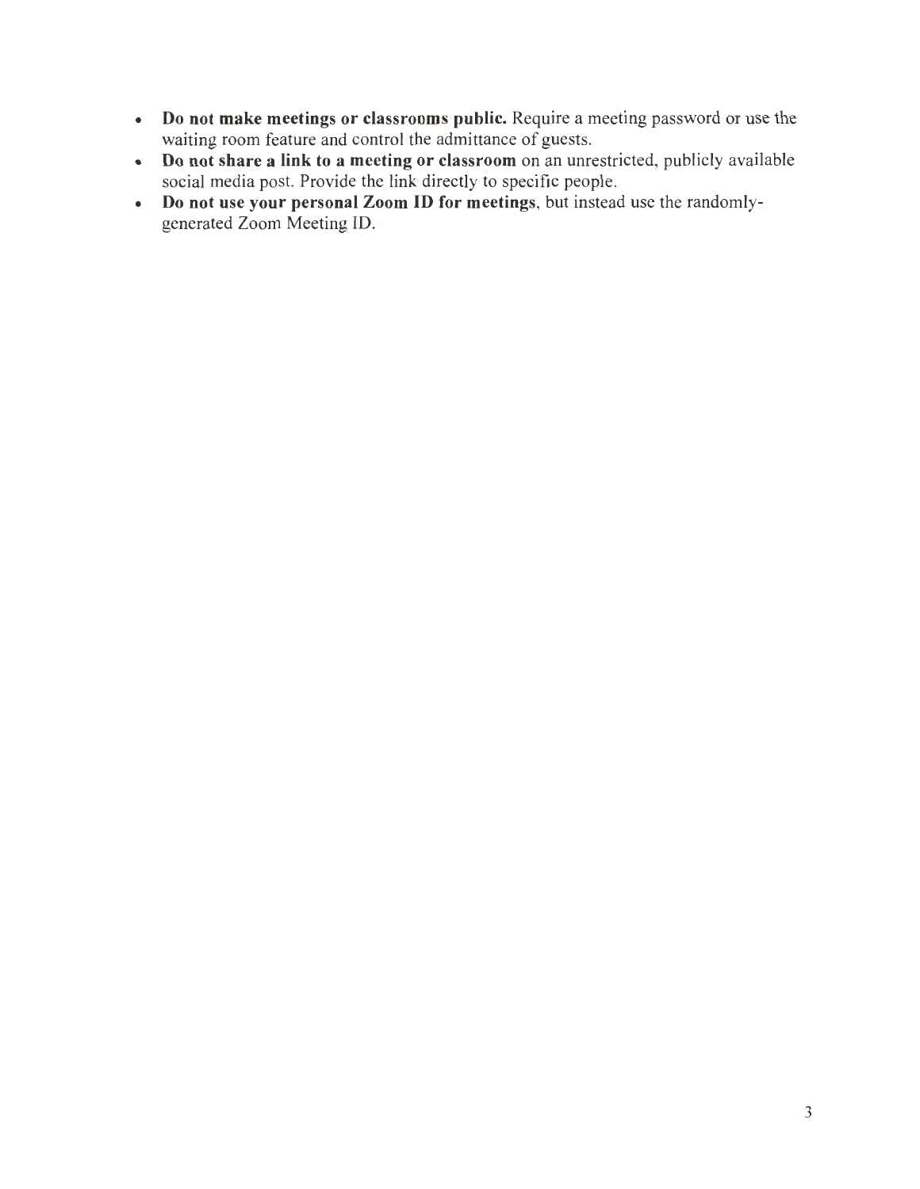- **Do not make meetings or classrooms public.** Require a meeting password or use the waiting room feature and control the admittance of guests.
- **Do not share a link to a meeting or classroom** on an unrestricted, publicly available social media post. Provide the link directly to specific people.
- **Do not use your personal Zoom ID for meetings**, but instead use the randomly-generated Zoom Meeting ID.